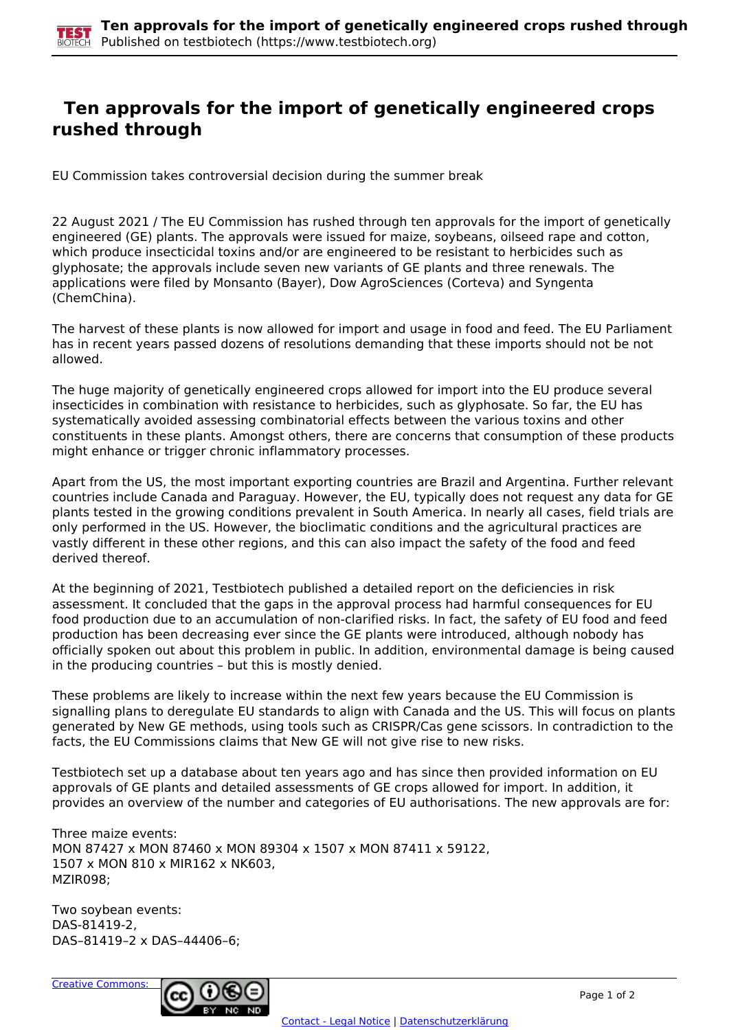# Ten approvals for the import of genetically engineered crops rushed through

EU Commission takes controversial decision during the summer break

22 August 2021 / The EU Commission has rushed through ten approvals for the import of genetically engineered (GE) plants. The approvals were issued for maize, soybeans, oilseed rape and cotton, which produce insecticidal toxins and/or are engineered to be resistant to herbicides such as glyphosate; the approvals include seven new variants of GE plants and three renewals. The applications were filed by Monsanto (Bayer), Dow AgroSciences (Corteva) and Syngenta (ChemChina).

The harvest of these plants is now allowed for import and usage in food and feed. The EU Parliament has in recent years passed dozens of resolutions demanding that these imports should not be not allowed.

The huge majority of genetically engineered crops allowed for import into the EU produce several insecticides in combination with resistance to herbicides, such as glyphosate. So far, the EU has systematically avoided assessing combinatorial effects between the various toxins and other constituents in these plants. Amongst others, there are concerns that consumption of these products might enhance or trigger chronic inflammatory processes.

Apart from the US, the most important exporting countries are Brazil and Argentina. Further relevant countries include Canada and Paraguay. However, the EU, typically does not request any data for GE plants tested in the growing conditions prevalent in South America. In nearly all cases, field trials are only performed in the US. However, the bioclimatic conditions and the agricultural practices are vastly different in these other regions, and this can also impact the safety of the food and feed derived thereof.

At the beginning of 2021, Testbiotech published a detailed report on the deficiencies in risk assessment. It concluded that the gaps in the approval process had harmful consequences for EU food production due to an accumulation of non-clarified risks. In fact, the safety of EU food and feed production has been decreasing ever since the GE plants were introduced, although nobody has officially spoken out about this problem in public. In addition, environmental damage is being caused in the producing countries – but this is mostly denied.

These problems are likely to increase within the next few years because the EU Commission is signalling plans to deregulate EU standards to align with Canada and the US. This will focus on plants generated by New GE methods, using tools such as CRISPR/Cas gene scissors. In contradiction to the facts, the EU Commissions claims that New GE will not give rise to new risks.

Testbiotech set up a database about ten years ago and has since then provided information on EU approvals of GE plants and detailed assessments of GE crops allowed for import. In addition, it provides an overview of the number and categories of EU authorisations. The new approvals are for:

Three maize events:
MON 87427 x MON 87460 x MON 89304 x 1507 x MON 87411 x 59122,
1507 x MON 810 x MIR162 x NK603,
MZIR098;

Two soybean events:
DAS-81419-2,
DAS–81419–2 x DAS–44406–6;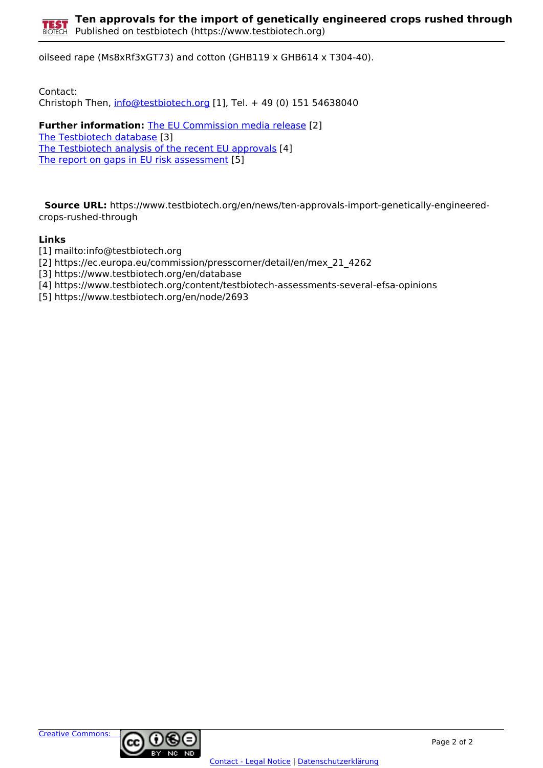oilseed rape (Ms8xRf3xGT73) and cotton (GHB119 x GHB614 x T304-40).

Contact:
Christoph Then, info@testbiotech.org [1], Tel. + 49 (0) 151 54638040

**Further information:** The EU Commission media release [2]
The Testbiotech database [3]
The Testbiotech analysis of the recent EU approvals [4]
The report on gaps in EU risk assessment [5]

**Source URL:** https://www.testbiotech.org/en/news/ten-approvals-import-genetically-engineered-crops-rushed-through

**Links**
[1] mailto:info@testbiotech.org
[2] https://ec.europa.eu/commission/presscorner/detail/en/mex_21_4262
[3] https://www.testbiotech.org/en/database
[4] https://www.testbiotech.org/content/testbiotech-assessments-several-efsa-opinions
[5] https://www.testbiotech.org/en/node/2693